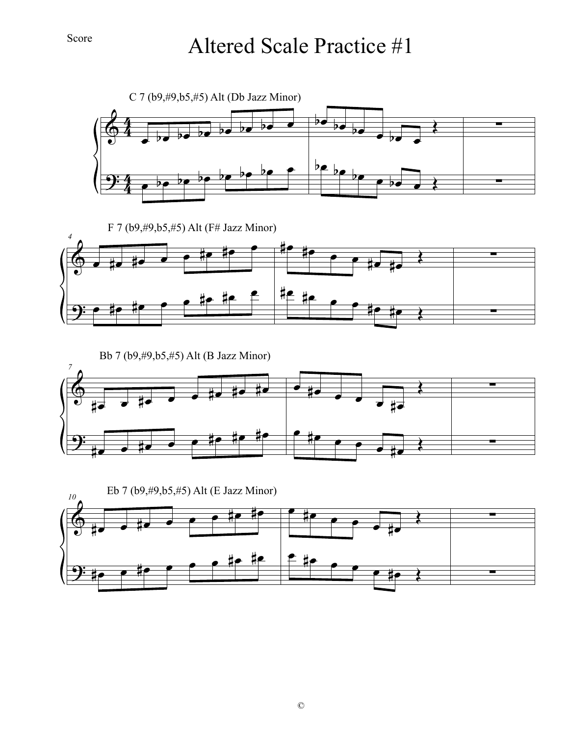Score

# Altered Scale Practice #1

C 7 (b9,#9,b5,#5) Alt (Db Jazz Minor)

F 7 (b9,#9,b5,#5) Alt (F# Jazz Minor)

Bb 7 (b9,#9,b5,#5) Alt (B Jazz Minor)

Eb 7 (b9,#9,b5,#5) Alt (E Jazz Minor)

©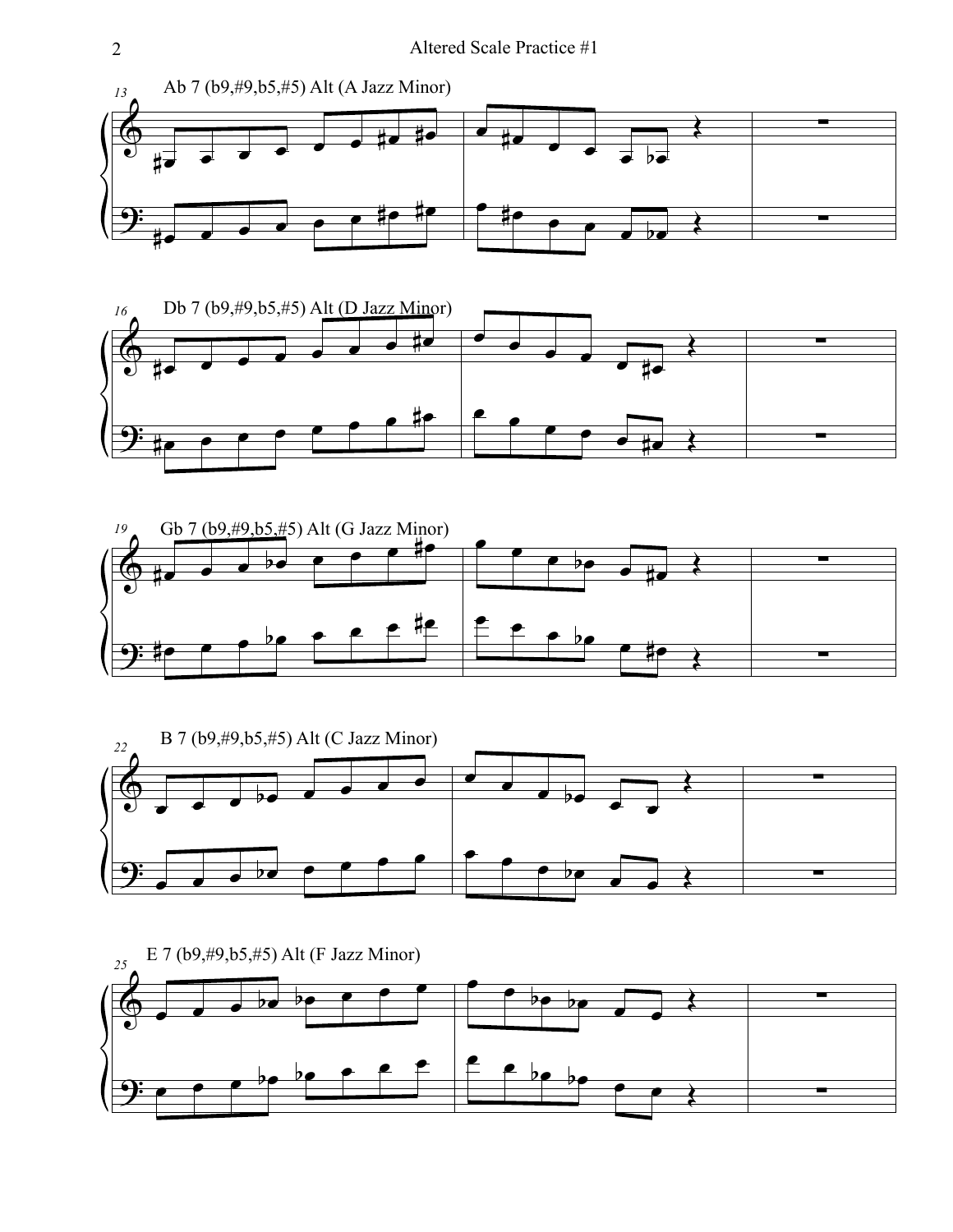Ab 7 (b9,#9,b5,#5) Alt (A Jazz Minor)

Db 7 (b9,#9,b5,#5) Alt (D Jazz Minor)

Gb 7 (b9,#9,b5,#5) Alt (G Jazz Minor)

B 7 (b9,#9,b5,#5) Alt (C Jazz Minor)

E 7 (b9,#9,b5,#5) Alt (F Jazz Minor)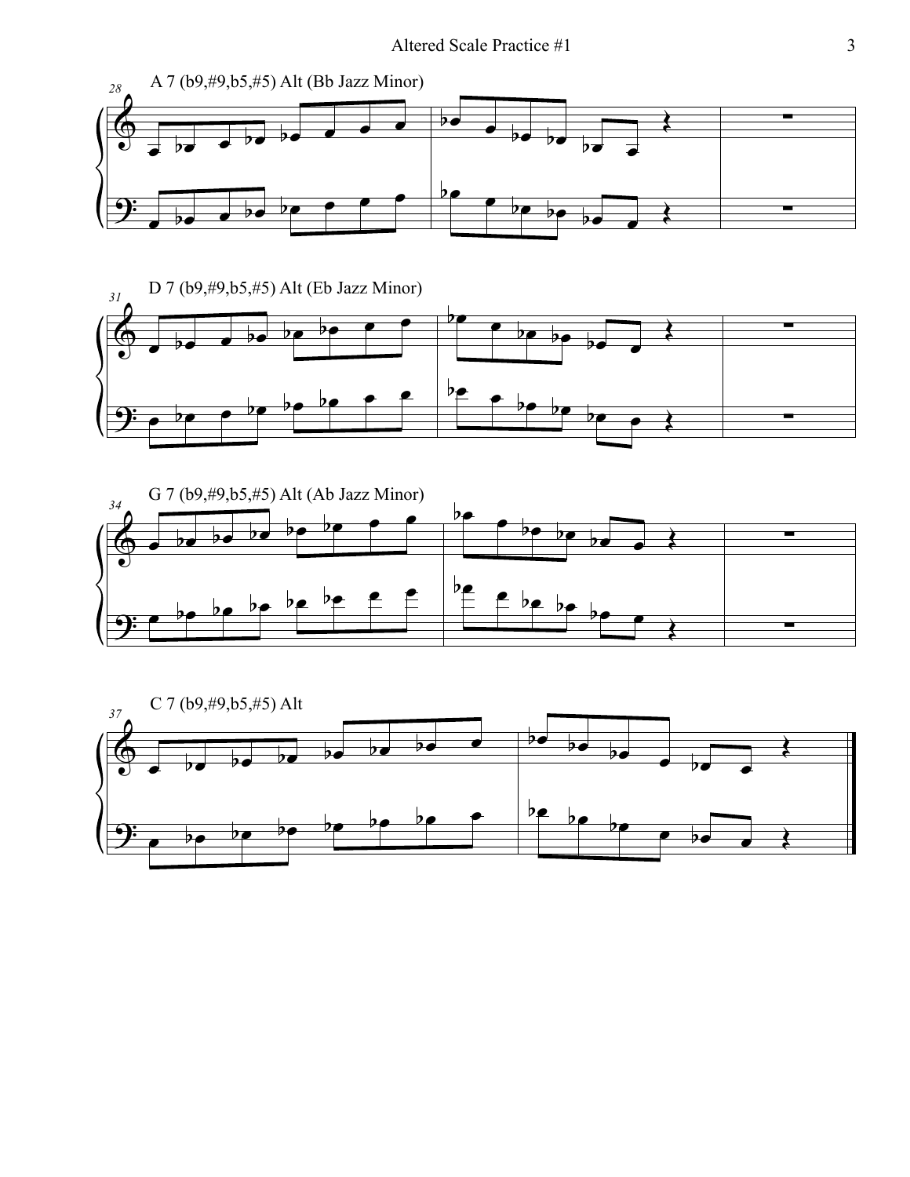A 7 (b9,#9,b5,#5) Alt (Bb Jazz Minor)

D 7 (b9,#9,b5,#5) Alt (Eb Jazz Minor)

G 7 (b9,#9,b5,#5) Alt (Ab Jazz Minor)

C 7 (b9,#9,b5,#5) Alt